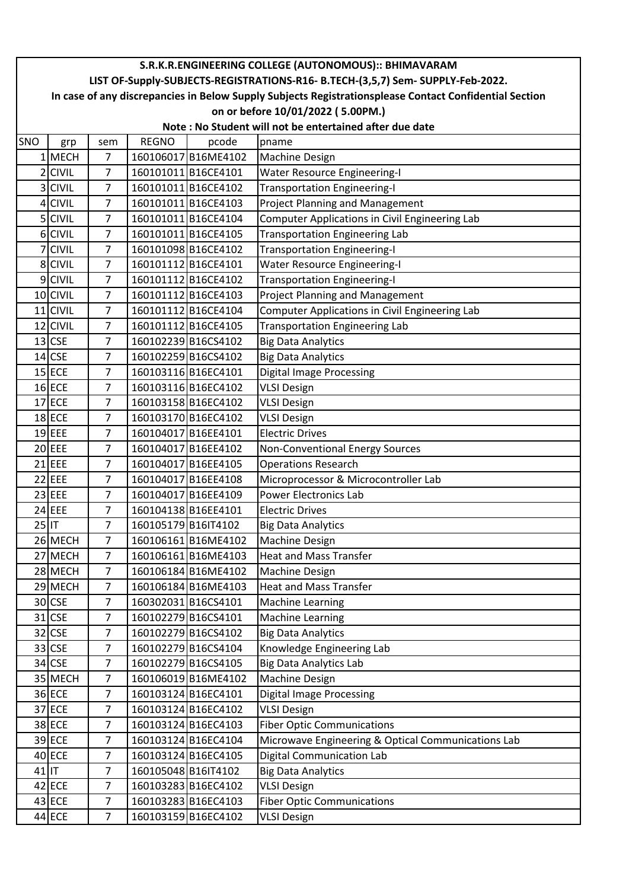# S.R.K.R.ENGINEERING COLLEGE (AUTONOMOUS):: BHIMAVARAM

## LIST OF-Supply-SUBJECTS-REGISTRATIONS-R16- B.TECH-(3,5,7) Sem- SUPPLY-Feb-2022.

**In case of any discrepancies in Below Supply Subjects Registrationsplease Contact Confidential Section on or before 10/01/2022 ( 5.00PM.)**

**Note : No Student will not be entertained after due date**

| SNO | grp | sem | REGNO | pcode | pname |
|---|---|---|---|---|---|
| 1 | MECH | 7 | 160106017 | B16ME4102 | Machine Design |
| 2 | CIVIL | 7 | 160101011 | B16CE4101 | Water Resource Engineering-I |
| 3 | CIVIL | 7 | 160101011 | B16CE4102 | Transportation Engineering-I |
| 4 | CIVIL | 7 | 160101011 | B16CE4103 | Project Planning and Management |
| 5 | CIVIL | 7 | 160101011 | B16CE4104 | Computer Applications in Civil Engineering Lab |
| 6 | CIVIL | 7 | 160101011 | B16CE4105 | Transportation Engineering Lab |
| 7 | CIVIL | 7 | 160101098 | B16CE4102 | Transportation Engineering-I |
| 8 | CIVIL | 7 | 160101112 | B16CE4101 | Water Resource Engineering-I |
| 9 | CIVIL | 7 | 160101112 | B16CE4102 | Transportation Engineering-I |
| 10 | CIVIL | 7 | 160101112 | B16CE4103 | Project Planning and Management |
| 11 | CIVIL | 7 | 160101112 | B16CE4104 | Computer Applications in Civil Engineering Lab |
| 12 | CIVIL | 7 | 160101112 | B16CE4105 | Transportation Engineering Lab |
| 13 | CSE | 7 | 160102239 | B16CS4102 | Big Data Analytics |
| 14 | CSE | 7 | 160102259 | B16CS4102 | Big Data Analytics |
| 15 | ECE | 7 | 160103116 | B16EC4101 | Digital Image Processing |
| 16 | ECE | 7 | 160103116 | B16EC4102 | VLSI Design |
| 17 | ECE | 7 | 160103158 | B16EC4102 | VLSI Design |
| 18 | ECE | 7 | 160103170 | B16EC4102 | VLSI Design |
| 19 | EEE | 7 | 160104017 | B16EE4101 | Electric Drives |
| 20 | EEE | 7 | 160104017 | B16EE4102 | Non-Conventional Energy Sources |
| 21 | EEE | 7 | 160104017 | B16EE4105 | Operations Research |
| 22 | EEE | 7 | 160104017 | B16EE4108 | Microprocessor & Microcontroller Lab |
| 23 | EEE | 7 | 160104017 | B16EE4109 | Power Electronics Lab |
| 24 | EEE | 7 | 160104138 | B16EE4101 | Electric Drives |
| 25 | IT | 7 | 160105179 | B16IT4102 | Big Data Analytics |
| 26 | MECH | 7 | 160106161 | B16ME4102 | Machine Design |
| 27 | MECH | 7 | 160106161 | B16ME4103 | Heat and Mass Transfer |
| 28 | MECH | 7 | 160106184 | B16ME4102 | Machine Design |
| 29 | MECH | 7 | 160106184 | B16ME4103 | Heat and Mass Transfer |
| 30 | CSE | 7 | 160302031 | B16CS4101 | Machine Learning |
| 31 | CSE | 7 | 160102279 | B16CS4101 | Machine Learning |
| 32 | CSE | 7 | 160102279 | B16CS4102 | Big Data Analytics |
| 33 | CSE | 7 | 160102279 | B16CS4104 | Knowledge Engineering Lab |
| 34 | CSE | 7 | 160102279 | B16CS4105 | Big Data Analytics Lab |
| 35 | MECH | 7 | 160106019 | B16ME4102 | Machine Design |
| 36 | ECE | 7 | 160103124 | B16EC4101 | Digital Image Processing |
| 37 | ECE | 7 | 160103124 | B16EC4102 | VLSI Design |
| 38 | ECE | 7 | 160103124 | B16EC4103 | Fiber Optic Communications |
| 39 | ECE | 7 | 160103124 | B16EC4104 | Microwave Engineering & Optical Communications Lab |
| 40 | ECE | 7 | 160103124 | B16EC4105 | Digital Communication Lab |
| 41 | IT | 7 | 160105048 | B16IT4102 | Big Data Analytics |
| 42 | ECE | 7 | 160103283 | B16EC4102 | VLSI Design |
| 43 | ECE | 7 | 160103283 | B16EC4103 | Fiber Optic Communications |
| 44 | ECE | 7 | 160103159 | B16EC4102 | VLSI Design |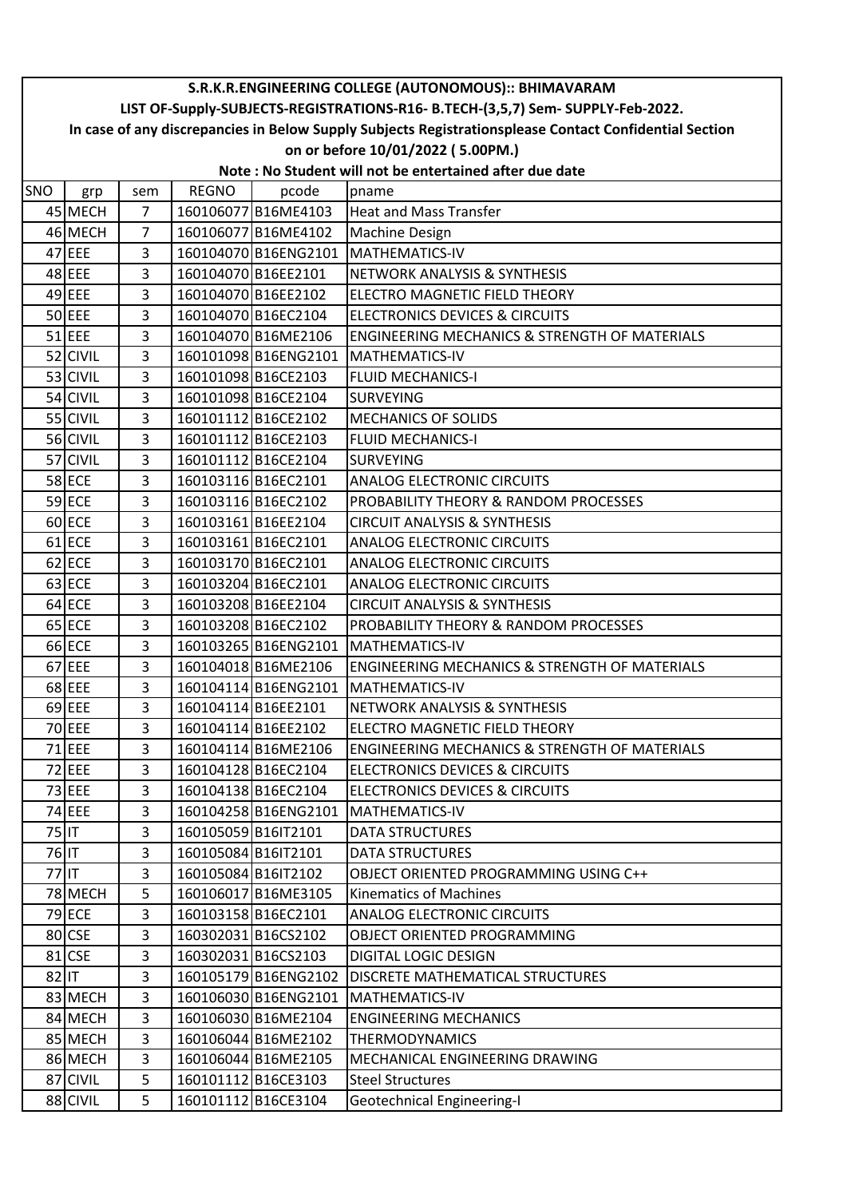# S.R.K.R.ENGINEERING COLLEGE (AUTONOMOUS):: BHIMAVARAM

## LIST OF-Supply-SUBJECTS-REGISTRATIONS-R16- B.TECH-(3,5,7) Sem- SUPPLY-Feb-2022.

**In case of any discrepancies in Below Supply Subjects Registrationsplease Contact Confidential Section on or before 10/01/2022 ( 5.00PM.)**

**Note : No Student will not be entertained after due date**

| SNO | grp | sem | REGNO | pcode | pname |
|---|---|---|---|---|---|
| 45 | MECH | 7 | 160106077 | B16ME4103 | Heat and Mass Transfer |
| 46 | MECH | 7 | 160106077 | B16ME4102 | Machine Design |
| 47 | EEE | 3 | 160104070 | B16ENG2101 | MATHEMATICS-IV |
| 48 | EEE | 3 | 160104070 | B16EE2101 | NETWORK ANALYSIS & SYNTHESIS |
| 49 | EEE | 3 | 160104070 | B16EE2102 | ELECTRO MAGNETIC FIELD THEORY |
| 50 | EEE | 3 | 160104070 | B16EC2104 | ELECTRONICS DEVICES & CIRCUITS |
| 51 | EEE | 3 | 160104070 | B16ME2106 | ENGINEERING MECHANICS & STRENGTH OF MATERIALS |
| 52 | CIVIL | 3 | 160101098 | B16ENG2101 | MATHEMATICS-IV |
| 53 | CIVIL | 3 | 160101098 | B16CE2103 | FLUID MECHANICS-I |
| 54 | CIVIL | 3 | 160101098 | B16CE2104 | SURVEYING |
| 55 | CIVIL | 3 | 160101112 | B16CE2102 | MECHANICS OF SOLIDS |
| 56 | CIVIL | 3 | 160101112 | B16CE2103 | FLUID MECHANICS-I |
| 57 | CIVIL | 3 | 160101112 | B16CE2104 | SURVEYING |
| 58 | ECE | 3 | 160103116 | B16EC2101 | ANALOG ELECTRONIC CIRCUITS |
| 59 | ECE | 3 | 160103116 | B16EC2102 | PROBABILITY THEORY & RANDOM PROCESSES |
| 60 | ECE | 3 | 160103161 | B16EE2104 | CIRCUIT ANALYSIS & SYNTHESIS |
| 61 | ECE | 3 | 160103161 | B16EC2101 | ANALOG ELECTRONIC CIRCUITS |
| 62 | ECE | 3 | 160103170 | B16EC2101 | ANALOG ELECTRONIC CIRCUITS |
| 63 | ECE | 3 | 160103204 | B16EC2101 | ANALOG ELECTRONIC CIRCUITS |
| 64 | ECE | 3 | 160103208 | B16EE2104 | CIRCUIT ANALYSIS & SYNTHESIS |
| 65 | ECE | 3 | 160103208 | B16EC2102 | PROBABILITY THEORY & RANDOM PROCESSES |
| 66 | ECE | 3 | 160103265 | B16ENG2101 | MATHEMATICS-IV |
| 67 | EEE | 3 | 160104018 | B16ME2106 | ENGINEERING MECHANICS & STRENGTH OF MATERIALS |
| 68 | EEE | 3 | 160104114 | B16ENG2101 | MATHEMATICS-IV |
| 69 | EEE | 3 | 160104114 | B16EE2101 | NETWORK ANALYSIS & SYNTHESIS |
| 70 | EEE | 3 | 160104114 | B16EE2102 | ELECTRO MAGNETIC FIELD THEORY |
| 71 | EEE | 3 | 160104114 | B16ME2106 | ENGINEERING MECHANICS & STRENGTH OF MATERIALS |
| 72 | EEE | 3 | 160104128 | B16EC2104 | ELECTRONICS DEVICES & CIRCUITS |
| 73 | EEE | 3 | 160104138 | B16EC2104 | ELECTRONICS DEVICES & CIRCUITS |
| 74 | EEE | 3 | 160104258 | B16ENG2101 | MATHEMATICS-IV |
| 75 | IT | 3 | 160105059 | B16IT2101 | DATA STRUCTURES |
| 76 | IT | 3 | 160105084 | B16IT2101 | DATA STRUCTURES |
| 77 | IT | 3 | 160105084 | B16IT2102 | OBJECT ORIENTED PROGRAMMING USING C++ |
| 78 | MECH | 5 | 160106017 | B16ME3105 | Kinematics of Machines |
| 79 | ECE | 3 | 160103158 | B16EC2101 | ANALOG ELECTRONIC CIRCUITS |
| 80 | CSE | 3 | 160302031 | B16CS2102 | OBJECT ORIENTED PROGRAMMING |
| 81 | CSE | 3 | 160302031 | B16CS2103 | DIGITAL LOGIC DESIGN |
| 82 | IT | 3 | 160105179 | B16ENG2102 | DISCRETE MATHEMATICAL STRUCTURES |
| 83 | MECH | 3 | 160106030 | B16ENG2101 | MATHEMATICS-IV |
| 84 | MECH | 3 | 160106030 | B16ME2104 | ENGINEERING MECHANICS |
| 85 | MECH | 3 | 160106044 | B16ME2102 | THERMODYNAMICS |
| 86 | MECH | 3 | 160106044 | B16ME2105 | MECHANICAL ENGINEERING DRAWING |
| 87 | CIVIL | 5 | 160101112 | B16CE3103 | Steel Structures |
| 88 | CIVIL | 5 | 160101112 | B16CE3104 | Geotechnical Engineering-I |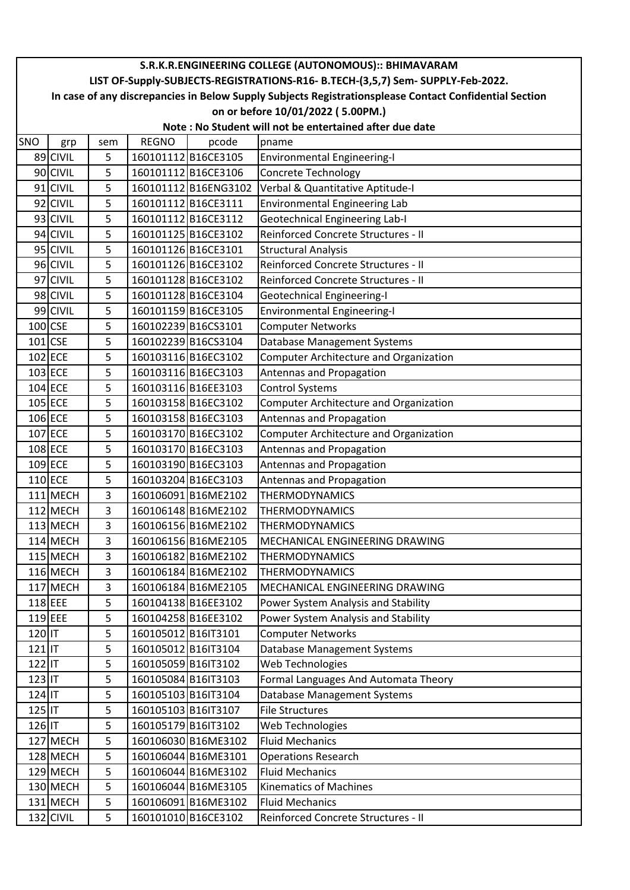# S.R.K.R.ENGINEERING COLLEGE (AUTONOMOUS):: BHIMAVARAM

## LIST OF-Supply-SUBJECTS-REGISTRATIONS-R16- B.TECH-(3,5,7) Sem- SUPPLY-Feb-2022.

**In case of any discrepancies in Below Supply Subjects Registrationsplease Contact Confidential Section on or before 10/01/2022 ( 5.00PM.)**

**Note : No Student will not be entertained after due date**

| SNO | grp | sem | REGNO | pcode | pname |
|---|---|---|---|---|---|
| 89 | CIVIL | 5 | 160101112 | B16CE3105 | Environmental Engineering-I |
| 90 | CIVIL | 5 | 160101112 | B16CE3106 | Concrete Technology |
| 91 | CIVIL | 5 | 160101112 | B16ENG3102 | Verbal & Quantitative Aptitude-I |
| 92 | CIVIL | 5 | 160101112 | B16CE3111 | Environmental Engineering Lab |
| 93 | CIVIL | 5 | 160101112 | B16CE3112 | Geotechnical Engineering Lab-I |
| 94 | CIVIL | 5 | 160101125 | B16CE3102 | Reinforced Concrete Structures - II |
| 95 | CIVIL | 5 | 160101126 | B16CE3101 | Structural Analysis |
| 96 | CIVIL | 5 | 160101126 | B16CE3102 | Reinforced Concrete Structures - II |
| 97 | CIVIL | 5 | 160101128 | B16CE3102 | Reinforced Concrete Structures - II |
| 98 | CIVIL | 5 | 160101128 | B16CE3104 | Geotechnical Engineering-I |
| 99 | CIVIL | 5 | 160101159 | B16CE3105 | Environmental Engineering-I |
| 100 | CSE | 5 | 160102239 | B16CS3101 | Computer Networks |
| 101 | CSE | 5 | 160102239 | B16CS3104 | Database Management Systems |
| 102 | ECE | 5 | 160103116 | B16EC3102 | Computer Architecture and Organization |
| 103 | ECE | 5 | 160103116 | B16EC3103 | Antennas and Propagation |
| 104 | ECE | 5 | 160103116 | B16EE3103 | Control Systems |
| 105 | ECE | 5 | 160103158 | B16EC3102 | Computer Architecture and Organization |
| 106 | ECE | 5 | 160103158 | B16EC3103 | Antennas and Propagation |
| 107 | ECE | 5 | 160103170 | B16EC3102 | Computer Architecture and Organization |
| 108 | ECE | 5 | 160103170 | B16EC3103 | Antennas and Propagation |
| 109 | ECE | 5 | 160103190 | B16EC3103 | Antennas and Propagation |
| 110 | ECE | 5 | 160103204 | B16EC3103 | Antennas and Propagation |
| 111 | MECH | 3 | 160106091 | B16ME2102 | THERMODYNAMICS |
| 112 | MECH | 3 | 160106148 | B16ME2102 | THERMODYNAMICS |
| 113 | MECH | 3 | 160106156 | B16ME2102 | THERMODYNAMICS |
| 114 | MECH | 3 | 160106156 | B16ME2105 | MECHANICAL ENGINEERING DRAWING |
| 115 | MECH | 3 | 160106182 | B16ME2102 | THERMODYNAMICS |
| 116 | MECH | 3 | 160106184 | B16ME2102 | THERMODYNAMICS |
| 117 | MECH | 3 | 160106184 | B16ME2105 | MECHANICAL ENGINEERING DRAWING |
| 118 | EEE | 5 | 160104138 | B16EE3102 | Power System Analysis and Stability |
| 119 | EEE | 5 | 160104258 | B16EE3102 | Power System Analysis and Stability |
| 120 | IT | 5 | 160105012 | B16IT3101 | Computer Networks |
| 121 | IT | 5 | 160105012 | B16IT3104 | Database Management Systems |
| 122 | IT | 5 | 160105059 | B16IT3102 | Web Technologies |
| 123 | IT | 5 | 160105084 | B16IT3103 | Formal Languages And Automata Theory |
| 124 | IT | 5 | 160105103 | B16IT3104 | Database Management Systems |
| 125 | IT | 5 | 160105103 | B16IT3107 | File Structures |
| 126 | IT | 5 | 160105179 | B16IT3102 | Web Technologies |
| 127 | MECH | 5 | 160106030 | B16ME3102 | Fluid Mechanics |
| 128 | MECH | 5 | 160106044 | B16ME3101 | Operations Research |
| 129 | MECH | 5 | 160106044 | B16ME3102 | Fluid Mechanics |
| 130 | MECH | 5 | 160106044 | B16ME3105 | Kinematics of Machines |
| 131 | MECH | 5 | 160106091 | B16ME3102 | Fluid Mechanics |
| 132 | CIVIL | 5 | 160101010 | B16CE3102 | Reinforced Concrete Structures - II |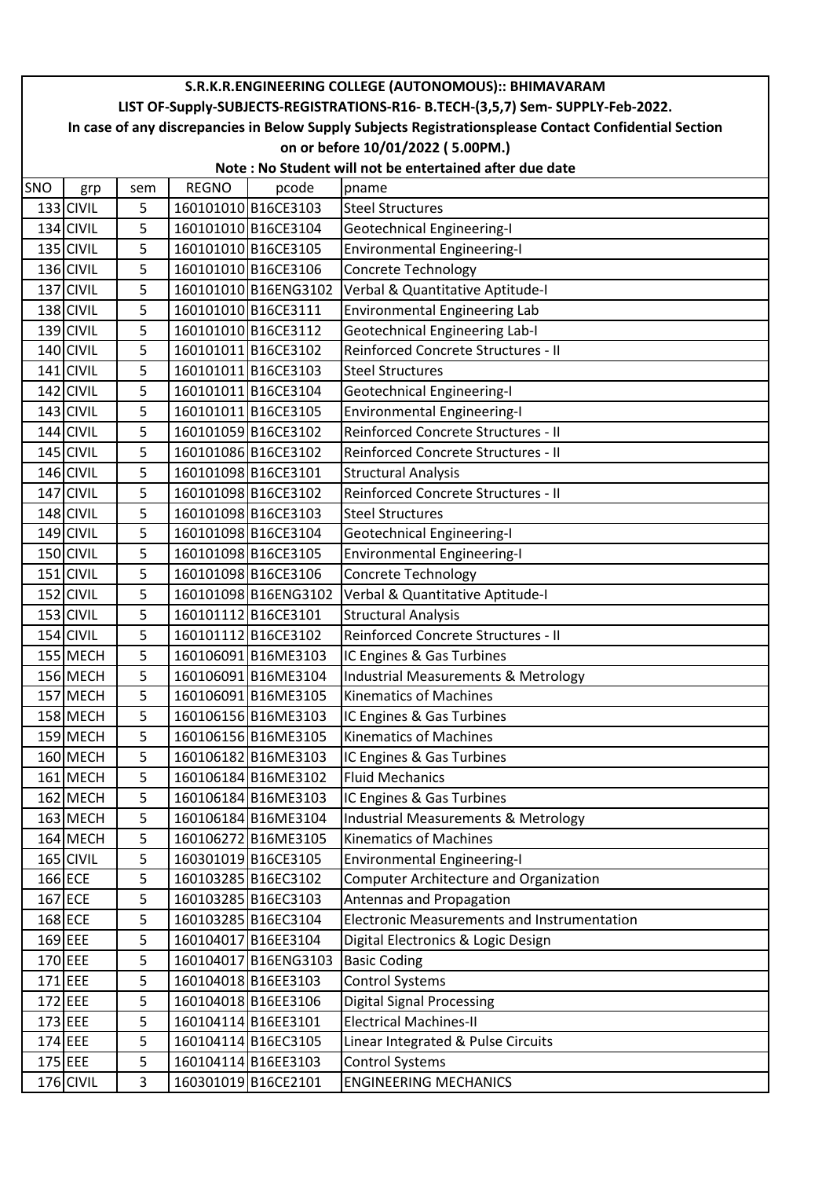# S.R.K.R.ENGINEERING COLLEGE (AUTONOMOUS):: BHIMAVARAM

## LIST OF-Supply-SUBJECTS-REGISTRATIONS-R16- B.TECH-(3,5,7) Sem- SUPPLY-Feb-2022.

**In case of any discrepancies in Below Supply Subjects Registrationsplease Contact Confidential Section on or before 10/01/2022 ( 5.00PM.)**

**Note : No Student will not be entertained after due date**

| SNO | grp | sem | REGNO | pcode | pname |
|---|---|---|---|---|---|
| 133 | CIVIL | 5 | 160101010 | B16CE3103 | Steel Structures |
| 134 | CIVIL | 5 | 160101010 | B16CE3104 | Geotechnical Engineering-I |
| 135 | CIVIL | 5 | 160101010 | B16CE3105 | Environmental Engineering-I |
| 136 | CIVIL | 5 | 160101010 | B16CE3106 | Concrete Technology |
| 137 | CIVIL | 5 | 160101010 | B16ENG3102 | Verbal & Quantitative Aptitude-I |
| 138 | CIVIL | 5 | 160101010 | B16CE3111 | Environmental Engineering Lab |
| 139 | CIVIL | 5 | 160101010 | B16CE3112 | Geotechnical Engineering Lab-I |
| 140 | CIVIL | 5 | 160101011 | B16CE3102 | Reinforced Concrete Structures - II |
| 141 | CIVIL | 5 | 160101011 | B16CE3103 | Steel Structures |
| 142 | CIVIL | 5 | 160101011 | B16CE3104 | Geotechnical Engineering-I |
| 143 | CIVIL | 5 | 160101011 | B16CE3105 | Environmental Engineering-I |
| 144 | CIVIL | 5 | 160101059 | B16CE3102 | Reinforced Concrete Structures - II |
| 145 | CIVIL | 5 | 160101086 | B16CE3102 | Reinforced Concrete Structures - II |
| 146 | CIVIL | 5 | 160101098 | B16CE3101 | Structural Analysis |
| 147 | CIVIL | 5 | 160101098 | B16CE3102 | Reinforced Concrete Structures - II |
| 148 | CIVIL | 5 | 160101098 | B16CE3103 | Steel Structures |
| 149 | CIVIL | 5 | 160101098 | B16CE3104 | Geotechnical Engineering-I |
| 150 | CIVIL | 5 | 160101098 | B16CE3105 | Environmental Engineering-I |
| 151 | CIVIL | 5 | 160101098 | B16CE3106 | Concrete Technology |
| 152 | CIVIL | 5 | 160101098 | B16ENG3102 | Verbal & Quantitative Aptitude-I |
| 153 | CIVIL | 5 | 160101112 | B16CE3101 | Structural Analysis |
| 154 | CIVIL | 5 | 160101112 | B16CE3102 | Reinforced Concrete Structures - II |
| 155 | MECH | 5 | 160106091 | B16ME3103 | IC Engines & Gas Turbines |
| 156 | MECH | 5 | 160106091 | B16ME3104 | Industrial Measurements & Metrology |
| 157 | MECH | 5 | 160106091 | B16ME3105 | Kinematics of Machines |
| 158 | MECH | 5 | 160106156 | B16ME3103 | IC Engines & Gas Turbines |
| 159 | MECH | 5 | 160106156 | B16ME3105 | Kinematics of Machines |
| 160 | MECH | 5 | 160106182 | B16ME3103 | IC Engines & Gas Turbines |
| 161 | MECH | 5 | 160106184 | B16ME3102 | Fluid Mechanics |
| 162 | MECH | 5 | 160106184 | B16ME3103 | IC Engines & Gas Turbines |
| 163 | MECH | 5 | 160106184 | B16ME3104 | Industrial Measurements & Metrology |
| 164 | MECH | 5 | 160106272 | B16ME3105 | Kinematics of Machines |
| 165 | CIVIL | 5 | 160301019 | B16CE3105 | Environmental Engineering-I |
| 166 | ECE | 5 | 160103285 | B16EC3102 | Computer Architecture and Organization |
| 167 | ECE | 5 | 160103285 | B16EC3103 | Antennas and Propagation |
| 168 | ECE | 5 | 160103285 | B16EC3104 | Electronic Measurements and Instrumentation |
| 169 | EEE | 5 | 160104017 | B16EE3104 | Digital Electronics & Logic Design |
| 170 | EEE | 5 | 160104017 | B16ENG3103 | Basic Coding |
| 171 | EEE | 5 | 160104018 | B16EE3103 | Control Systems |
| 172 | EEE | 5 | 160104018 | B16EE3106 | Digital Signal Processing |
| 173 | EEE | 5 | 160104114 | B16EE3101 | Electrical Machines-II |
| 174 | EEE | 5 | 160104114 | B16EC3105 | Linear Integrated & Pulse Circuits |
| 175 | EEE | 5 | 160104114 | B16EE3103 | Control Systems |
| 176 | CIVIL | 3 | 160301019 | B16CE2101 | ENGINEERING MECHANICS |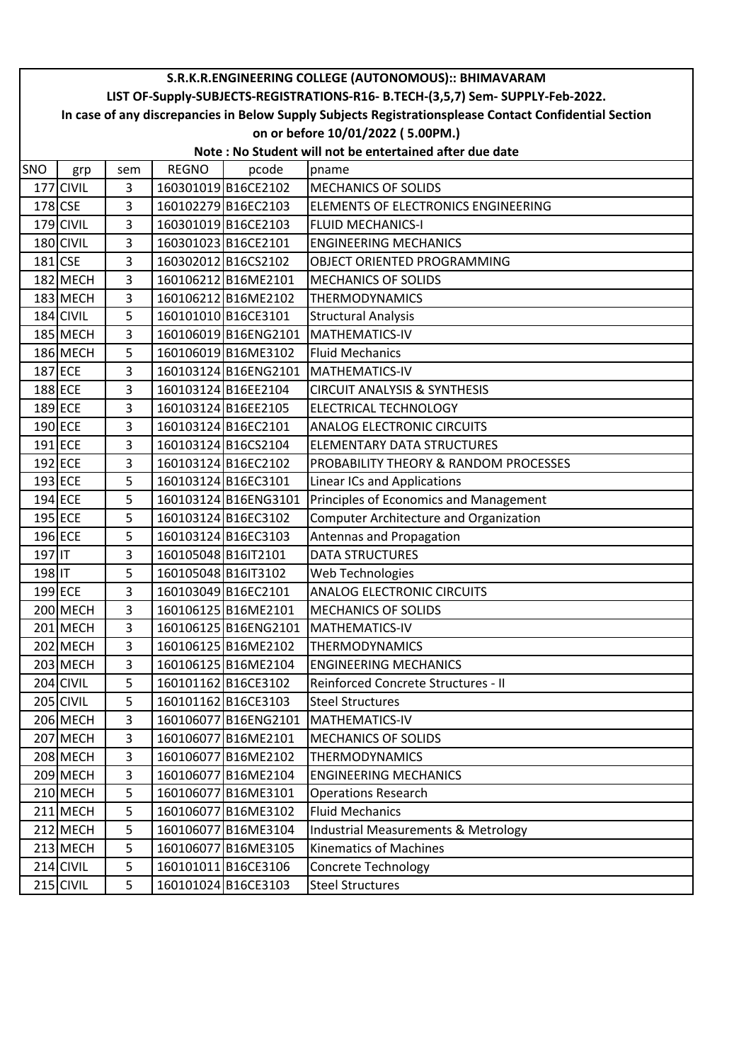**S.R.K.R.ENGINEERING COLLEGE (AUTONOMOUS):: BHIMAVARAM**

**LIST OF-Supply-SUBJECTS-REGISTRATIONS-R16- B.TECH-(3,5,7) Sem- SUPPLY-Feb-2022.**

**In case of any discrepancies in Below Supply Subjects Registrationsplease Contact Confidential Section on or before 10/01/2022 ( 5.00PM.)**

**Note : No Student will not be entertained after due date**

| SNO | grp | sem | REGNO | pcode | pname |
|---|---|---|---|---|---|
| 177 | CIVIL | 3 | 160301019 | B16CE2102 | MECHANICS OF SOLIDS |
| 178 | CSE | 3 | 160102279 | B16EC2103 | ELEMENTS OF ELECTRONICS ENGINEERING |
| 179 | CIVIL | 3 | 160301019 | B16CE2103 | FLUID MECHANICS-I |
| 180 | CIVIL | 3 | 160301023 | B16CE2101 | ENGINEERING MECHANICS |
| 181 | CSE | 3 | 160302012 | B16CS2102 | OBJECT ORIENTED PROGRAMMING |
| 182 | MECH | 3 | 160106212 | B16ME2101 | MECHANICS OF SOLIDS |
| 183 | MECH | 3 | 160106212 | B16ME2102 | THERMODYNAMICS |
| 184 | CIVIL | 5 | 160101010 | B16CE3101 | Structural Analysis |
| 185 | MECH | 3 | 160106019 | B16ENG2101 | MATHEMATICS-IV |
| 186 | MECH | 5 | 160106019 | B16ME3102 | Fluid Mechanics |
| 187 | ECE | 3 | 160103124 | B16ENG2101 | MATHEMATICS-IV |
| 188 | ECE | 3 | 160103124 | B16EE2104 | CIRCUIT ANALYSIS & SYNTHESIS |
| 189 | ECE | 3 | 160103124 | B16EE2105 | ELECTRICAL TECHNOLOGY |
| 190 | ECE | 3 | 160103124 | B16EC2101 | ANALOG ELECTRONIC CIRCUITS |
| 191 | ECE | 3 | 160103124 | B16CS2104 | ELEMENTARY DATA STRUCTURES |
| 192 | ECE | 3 | 160103124 | B16EC2102 | PROBABILITY THEORY & RANDOM PROCESSES |
| 193 | ECE | 5 | 160103124 | B16EC3101 | Linear ICs and Applications |
| 194 | ECE | 5 | 160103124 | B16ENG3101 | Principles of Economics and Management |
| 195 | ECE | 5 | 160103124 | B16EC3102 | Computer Architecture and Organization |
| 196 | ECE | 5 | 160103124 | B16EC3103 | Antennas and Propagation |
| 197 | IT | 3 | 160105048 | B16IT2101 | DATA STRUCTURES |
| 198 | IT | 5 | 160105048 | B16IT3102 | Web Technologies |
| 199 | ECE | 3 | 160103049 | B16EC2101 | ANALOG ELECTRONIC CIRCUITS |
| 200 | MECH | 3 | 160106125 | B16ME2101 | MECHANICS OF SOLIDS |
| 201 | MECH | 3 | 160106125 | B16ENG2101 | MATHEMATICS-IV |
| 202 | MECH | 3 | 160106125 | B16ME2102 | THERMODYNAMICS |
| 203 | MECH | 3 | 160106125 | B16ME2104 | ENGINEERING MECHANICS |
| 204 | CIVIL | 5 | 160101162 | B16CE3102 | Reinforced Concrete Structures - II |
| 205 | CIVIL | 5 | 160101162 | B16CE3103 | Steel Structures |
| 206 | MECH | 3 | 160106077 | B16ENG2101 | MATHEMATICS-IV |
| 207 | MECH | 3 | 160106077 | B16ME2101 | MECHANICS OF SOLIDS |
| 208 | MECH | 3 | 160106077 | B16ME2102 | THERMODYNAMICS |
| 209 | MECH | 3 | 160106077 | B16ME2104 | ENGINEERING MECHANICS |
| 210 | MECH | 5 | 160106077 | B16ME3101 | Operations Research |
| 211 | MECH | 5 | 160106077 | B16ME3102 | Fluid Mechanics |
| 212 | MECH | 5 | 160106077 | B16ME3104 | Industrial Measurements & Metrology |
| 213 | MECH | 5 | 160106077 | B16ME3105 | Kinematics of Machines |
| 214 | CIVIL | 5 | 160101011 | B16CE3106 | Concrete Technology |
| 215 | CIVIL | 5 | 160101024 | B16CE3103 | Steel Structures |